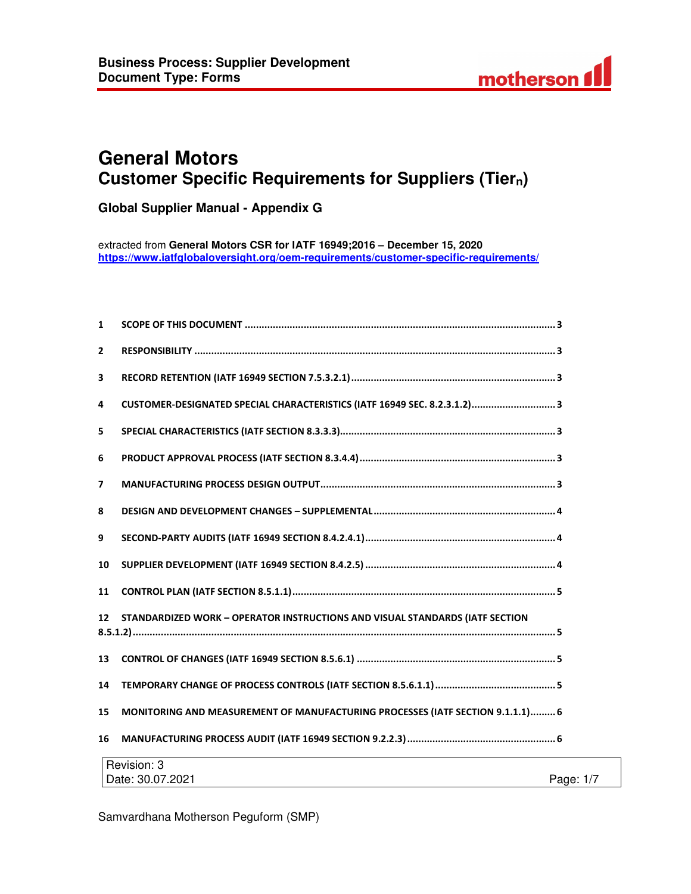# General Motors
## Customer Specific Requirements for Suppliers (Tier$_n$)

### Global Supplier Manual - Appendix G

extracted from **General Motors CSR for IATF 16949;2016 – December 15, 2020**
**https://www.iatfglobaloversight.org/oem-requirements/customer-specific-requirements/**

| | | |
|---|---|---|
| 1 | SCOPE OF THIS DOCUMENT | 3 |
| 2 | RESPONSIBILITY | 3 |
| 3 | RECORD RETENTION (IATF 16949 SECTION 7.5.3.2.1) | 3 |
| 4 | CUSTOMER-DESIGNATED SPECIAL CHARACTERISTICS (IATF 16949 SEC. 8.2.3.1.2) | 3 |
| 5 | SPECIAL CHARACTERISTICS (IATF SECTION 8.3.3.3) | 3 |
| 6 | PRODUCT APPROVAL PROCESS (IATF SECTION 8.3.4.4) | 3 |
| 7 | MANUFACTURING PROCESS DESIGN OUTPUT | 3 |
| 8 | DESIGN AND DEVELOPMENT CHANGES – SUPPLEMENTAL | 4 |
| 9 | SECOND-PARTY AUDITS (IATF 16949 SECTION 8.4.2.4.1) | 4 |
| 10 | SUPPLIER DEVELOPMENT (IATF 16949 SECTION 8.4.2.5) | 4 |
| 11 | CONTROL PLAN (IATF SECTION 8.5.1.1) | 5 |
| 12 | STANDARDIZED WORK – OPERATOR INSTRUCTIONS AND VISUAL STANDARDS (IATF SECTION 8.5.1.2) | 5 |
| 13 | CONTROL OF CHANGES (IATF 16949 SECTION 8.5.6.1) | 5 |
| 14 | TEMPORARY CHANGE OF PROCESS CONTROLS (IATF SECTION 8.5.6.1.1) | 5 |
| 15 | MONITORING AND MEASUREMENT OF MANUFACTURING PROCESSES (IATF SECTION 9.1.1.1) | 6 |
| 16 | MANUFACTURING PROCESS AUDIT (IATF 16949 SECTION 9.2.2.3) | 6 |

Revision: 3
Date: 30.07.2021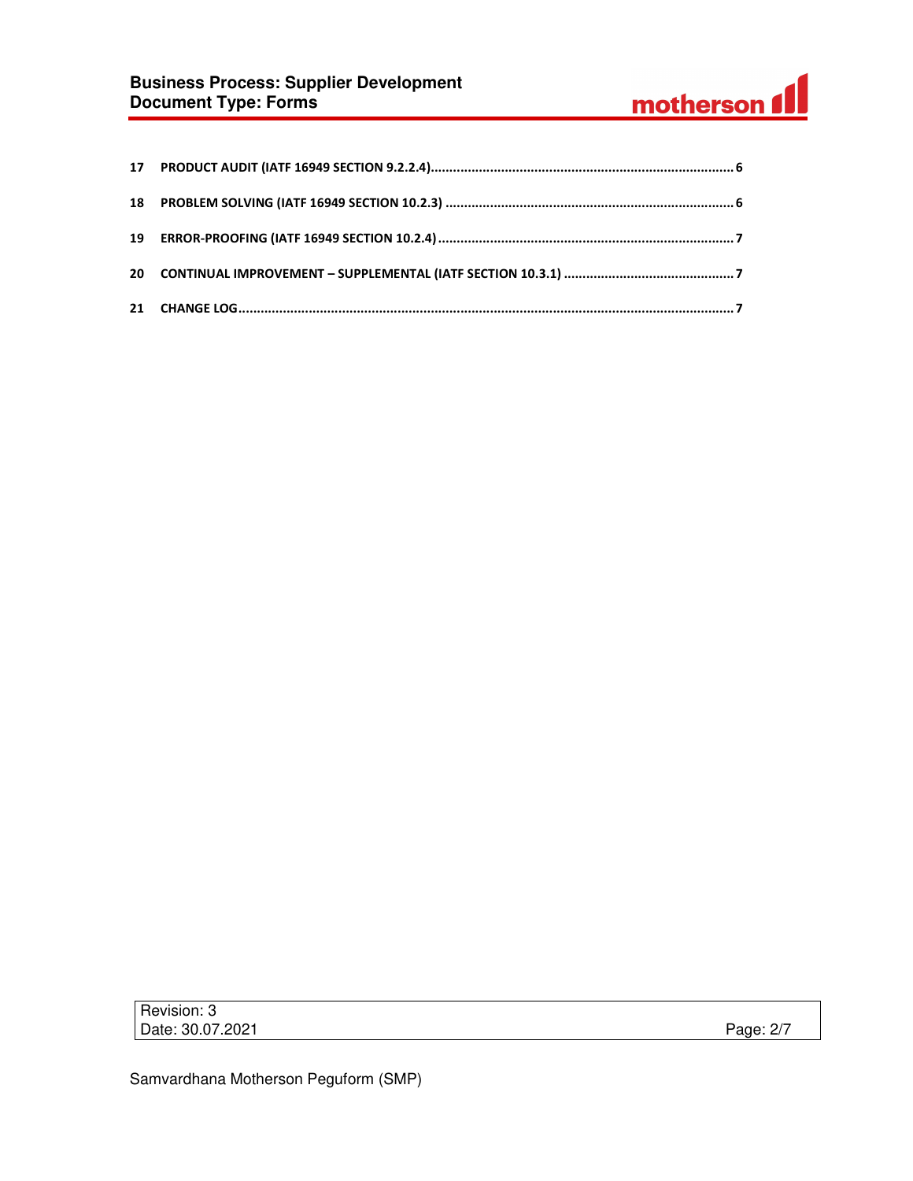17 PRODUCT AUDIT (IATF 16949 SECTION 9.2.2.4)................................................................................ 6

18 PROBLEM SOLVING (IATF 16949 SECTION 10.2.3) ............................................................................ 6

19 ERROR-PROOFING (IATF 16949 SECTION 10.2.4) .............................................................................. 7

20 CONTINUAL IMPROVEMENT – SUPPLEMENTAL (IATF SECTION 10.3.1) ............................................ 7

21 CHANGE LOG.................................................................................................................................... 7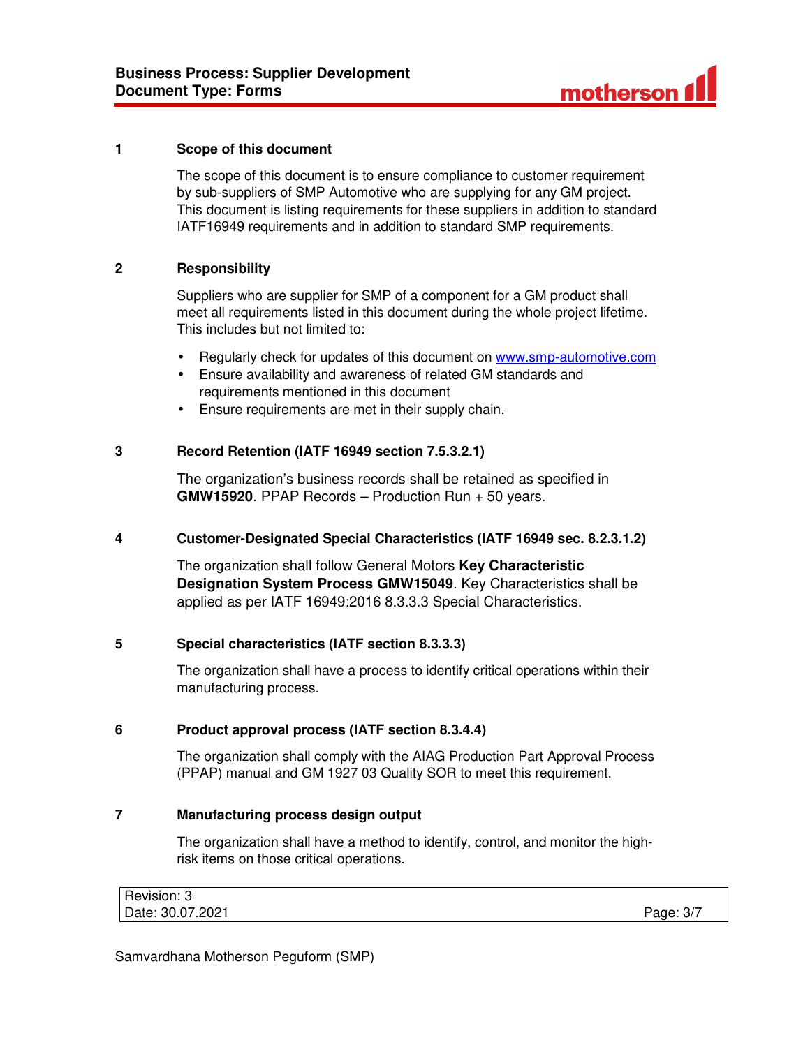## 1 Scope of this document

The scope of this document is to ensure compliance to customer requirement by sub-suppliers of SMP Automotive who are supplying for any GM project. This document is listing requirements for these suppliers in addition to standard IATF16949 requirements and in addition to standard SMP requirements.

## 2 Responsibility

Suppliers who are supplier for SMP of a component for a GM product shall meet all requirements listed in this document during the whole project lifetime. This includes but not limited to:

- Regularly check for updates of this document on www.smp-automotive.com
- Ensure availability and awareness of related GM standards and requirements mentioned in this document
- Ensure requirements are met in their supply chain.

## 3 Record Retention (IATF 16949 section 7.5.3.2.1)

The organization's business records shall be retained as specified in **GMW15920**. PPAP Records – Production Run + 50 years.

## 4 Customer-Designated Special Characteristics (IATF 16949 sec. 8.2.3.1.2)

The organization shall follow General Motors **Key Characteristic Designation System Process GMW15049**. Key Characteristics shall be applied as per IATF 16949:2016 8.3.3.3 Special Characteristics.

## 5 Special characteristics (IATF section 8.3.3.3)

The organization shall have a process to identify critical operations within their manufacturing process.

## 6 Product approval process (IATF section 8.3.4.4)

The organization shall comply with the AIAG Production Part Approval Process (PPAP) manual and GM 1927 03 Quality SOR to meet this requirement.

## 7 Manufacturing process design output

The organization shall have a method to identify, control, and monitor the high-risk items on those critical operations.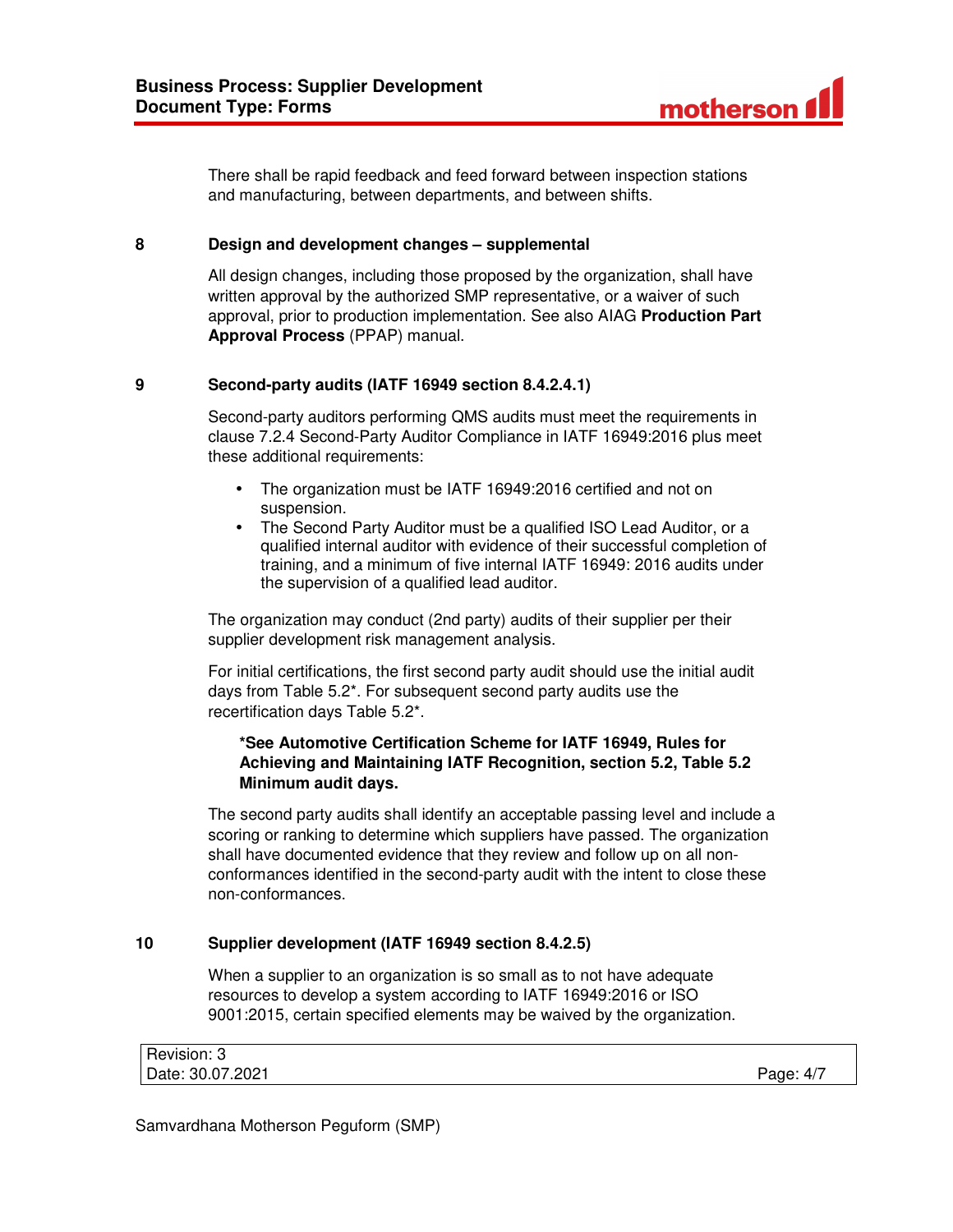There shall be rapid feedback and feed forward between inspection stations and manufacturing, between departments, and between shifts.

## 8 Design and development changes – supplemental

All design changes, including those proposed by the organization, shall have written approval by the authorized SMP representative, or a waiver of such approval, prior to production implementation. See also AIAG **Production Part Approval Process** (PPAP) manual.

## 9 Second-party audits (IATF 16949 section 8.4.2.4.1)

Second-party auditors performing QMS audits must meet the requirements in clause 7.2.4 Second-Party Auditor Compliance in IATF 16949:2016 plus meet these additional requirements:

- The organization must be IATF 16949:2016 certified and not on suspension.
- The Second Party Auditor must be a qualified ISO Lead Auditor, or a qualified internal auditor with evidence of their successful completion of training, and a minimum of five internal IATF 16949: 2016 audits under the supervision of a qualified lead auditor.

The organization may conduct (2nd party) audits of their supplier per their supplier development risk management analysis.

For initial certifications, the first second party audit should use the initial audit days from Table 5.2*. For subsequent second party audits use the recertification days Table 5.2*.

**\*See Automotive Certification Scheme for IATF 16949, Rules for Achieving and Maintaining IATF Recognition, section 5.2, Table 5.2 Minimum audit days.**

The second party audits shall identify an acceptable passing level and include a scoring or ranking to determine which suppliers have passed. The organization shall have documented evidence that they review and follow up on all non-conformances identified in the second-party audit with the intent to close these non-conformances.

## 10 Supplier development (IATF 16949 section 8.4.2.5)

When a supplier to an organization is so small as to not have adequate resources to develop a system according to IATF 16949:2016 or ISO 9001:2015, certain specified elements may be waived by the organization.

Revision: 3
Date: 30.07.2021

Samvardhana Motherson Peguform (SMP)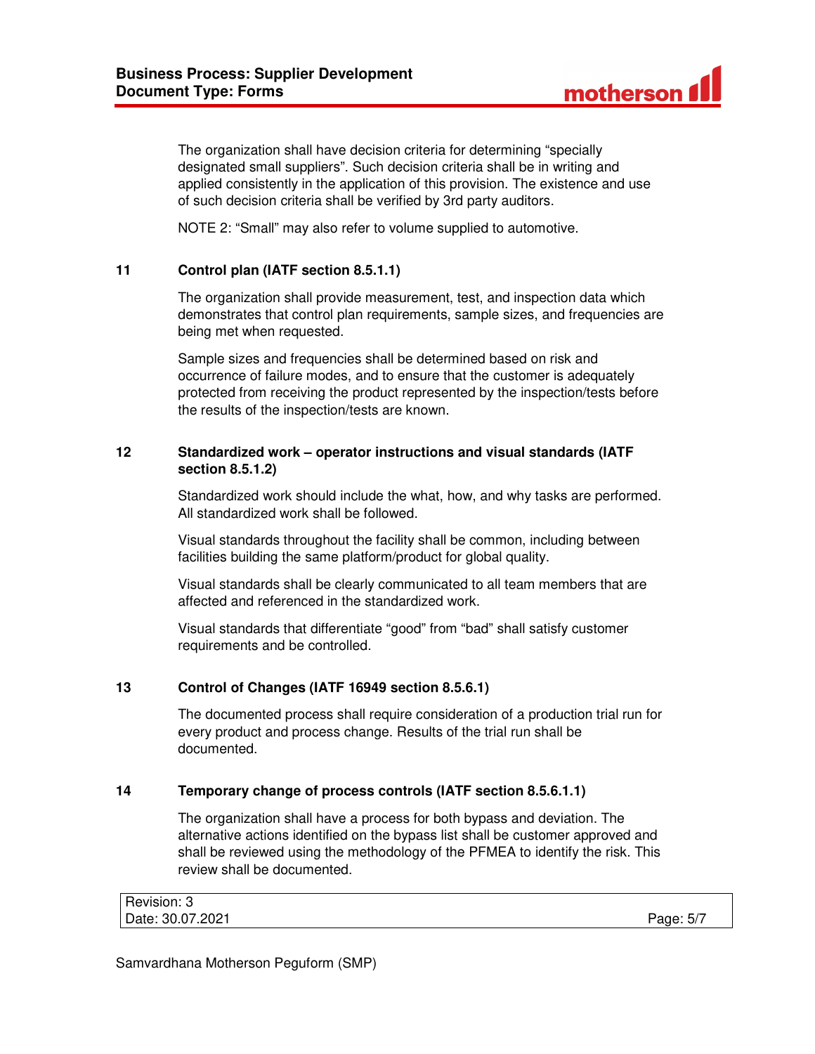The organization shall have decision criteria for determining "specially designated small suppliers". Such decision criteria shall be in writing and applied consistently in the application of this provision. The existence and use of such decision criteria shall be verified by 3rd party auditors.

NOTE 2: "Small" may also refer to volume supplied to automotive.

## 11 Control plan (IATF section 8.5.1.1)

The organization shall provide measurement, test, and inspection data which demonstrates that control plan requirements, sample sizes, and frequencies are being met when requested.

Sample sizes and frequencies shall be determined based on risk and occurrence of failure modes, and to ensure that the customer is adequately protected from receiving the product represented by the inspection/tests before the results of the inspection/tests are known.

## 12 Standardized work – operator instructions and visual standards (IATF section 8.5.1.2)

Standardized work should include the what, how, and why tasks are performed. All standardized work shall be followed.

Visual standards throughout the facility shall be common, including between facilities building the same platform/product for global quality.

Visual standards shall be clearly communicated to all team members that are affected and referenced in the standardized work.

Visual standards that differentiate "good" from "bad" shall satisfy customer requirements and be controlled.

## 13 Control of Changes (IATF 16949 section 8.5.6.1)

The documented process shall require consideration of a production trial run for every product and process change. Results of the trial run shall be documented.

## 14 Temporary change of process controls (IATF section 8.5.6.1.1)

The organization shall have a process for both bypass and deviation. The alternative actions identified on the bypass list shall be customer approved and shall be reviewed using the methodology of the PFMEA to identify the risk. This review shall be documented.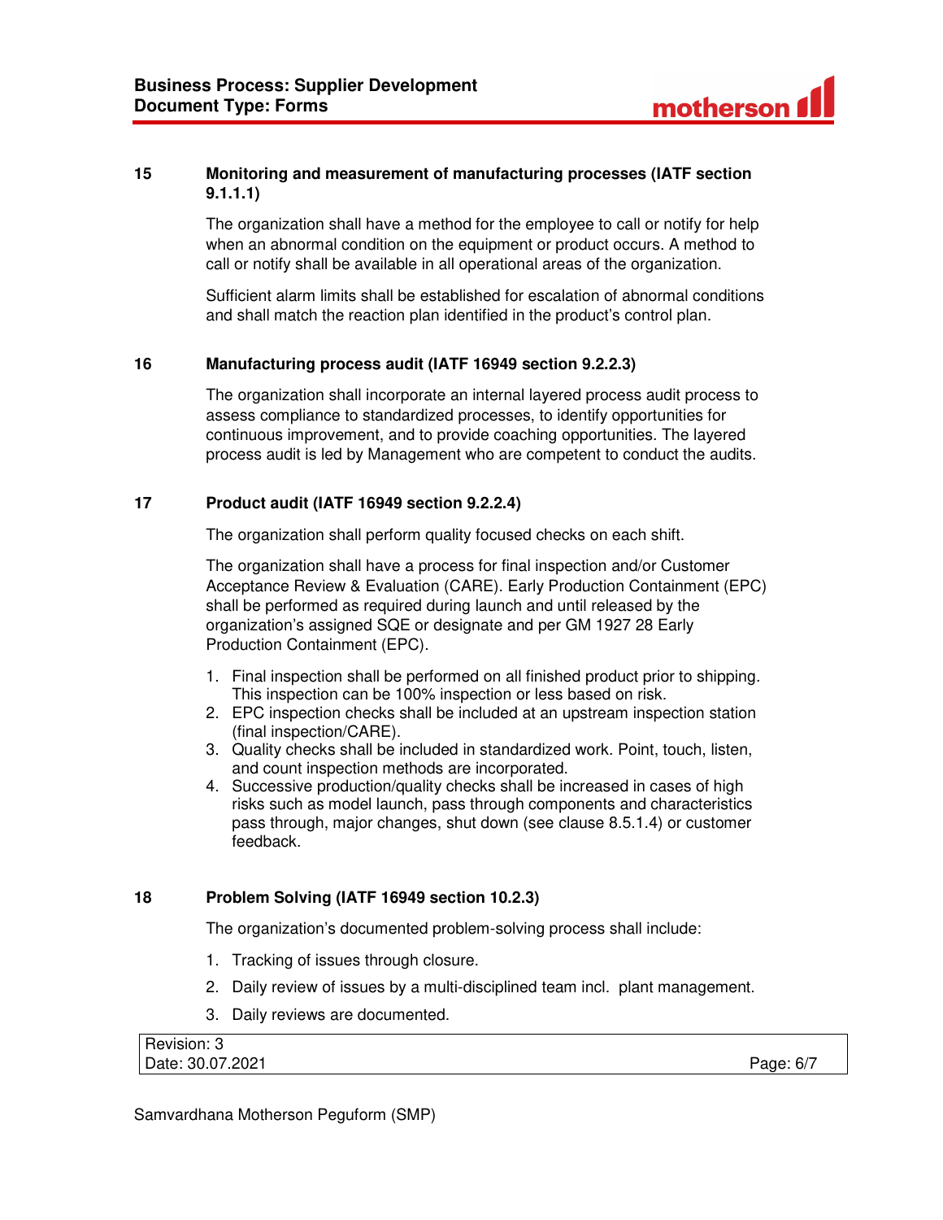## 15 Monitoring and measurement of manufacturing processes (IATF section 9.1.1.1)

The organization shall have a method for the employee to call or notify for help when an abnormal condition on the equipment or product occurs. A method to call or notify shall be available in all operational areas of the organization.

Sufficient alarm limits shall be established for escalation of abnormal conditions and shall match the reaction plan identified in the product's control plan.

## 16 Manufacturing process audit (IATF 16949 section 9.2.2.3)

The organization shall incorporate an internal layered process audit process to assess compliance to standardized processes, to identify opportunities for continuous improvement, and to provide coaching opportunities. The layered process audit is led by Management who are competent to conduct the audits.

## 17 Product audit (IATF 16949 section 9.2.2.4)

The organization shall perform quality focused checks on each shift.

The organization shall have a process for final inspection and/or Customer Acceptance Review & Evaluation (CARE). Early Production Containment (EPC) shall be performed as required during launch and until released by the organization's assigned SQE or designate and per GM 1927 28 Early Production Containment (EPC).

1. Final inspection shall be performed on all finished product prior to shipping. This inspection can be 100% inspection or less based on risk.
2. EPC inspection checks shall be included at an upstream inspection station (final inspection/CARE).
3. Quality checks shall be included in standardized work. Point, touch, listen, and count inspection methods are incorporated.
4. Successive production/quality checks shall be increased in cases of high risks such as model launch, pass through components and characteristics pass through, major changes, shut down (see clause 8.5.1.4) or customer feedback.

## 18 Problem Solving (IATF 16949 section 10.2.3)

The organization's documented problem-solving process shall include:

1. Tracking of issues through closure.
2. Daily review of issues by a multi-disciplined team incl. plant management.
3. Daily reviews are documented.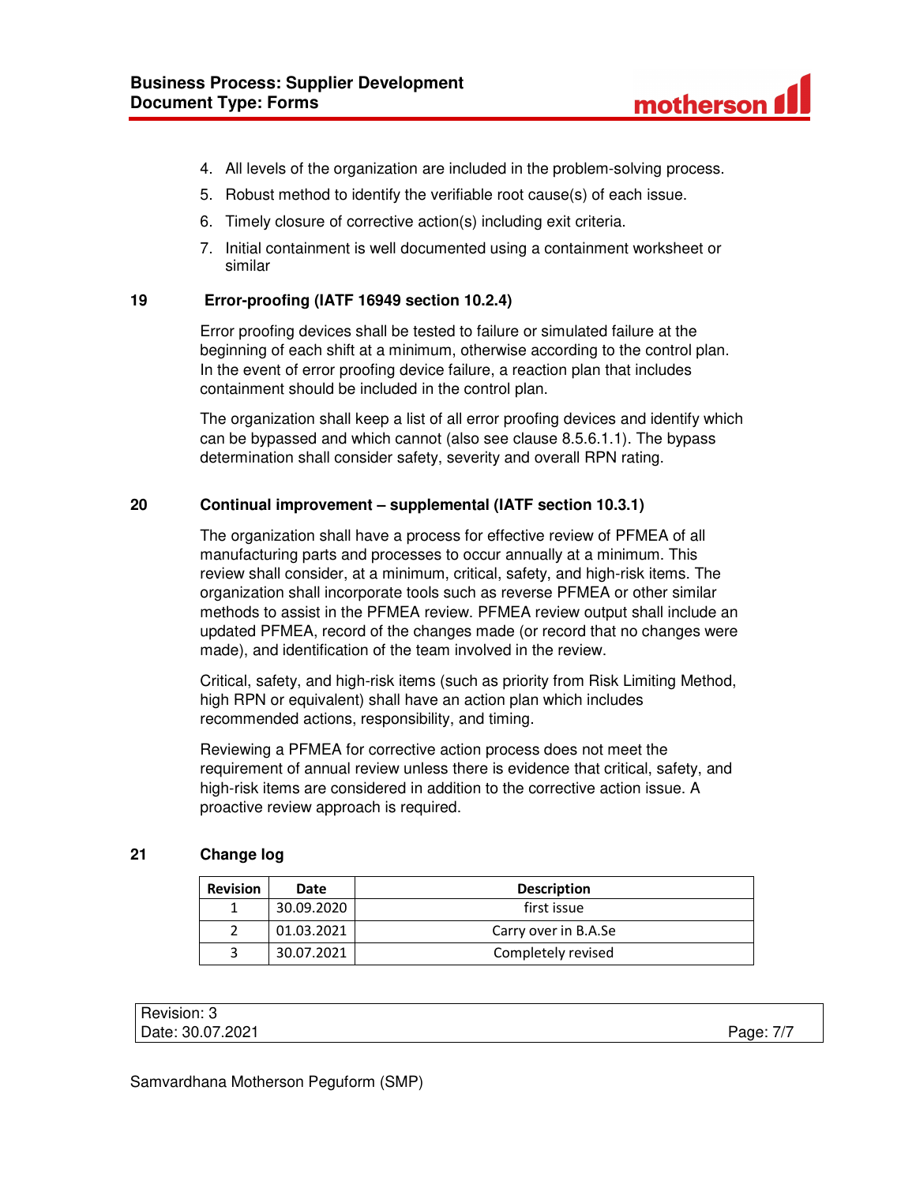4. All levels of the organization are included in the problem-solving process.
5. Robust method to identify the verifiable root cause(s) of each issue.
6. Timely closure of corrective action(s) including exit criteria.
7. Initial containment is well documented using a containment worksheet or similar

## 19 Error-proofing (IATF 16949 section 10.2.4)

Error proofing devices shall be tested to failure or simulated failure at the beginning of each shift at a minimum, otherwise according to the control plan. In the event of error proofing device failure, a reaction plan that includes containment should be included in the control plan.

The organization shall keep a list of all error proofing devices and identify which can be bypassed and which cannot (also see clause 8.5.6.1.1). The bypass determination shall consider safety, severity and overall RPN rating.

## 20 Continual improvement – supplemental (IATF section 10.3.1)

The organization shall have a process for effective review of PFMEA of all manufacturing parts and processes to occur annually at a minimum. This review shall consider, at a minimum, critical, safety, and high-risk items. The organization shall incorporate tools such as reverse PFMEA or other similar methods to assist in the PFMEA review. PFMEA review output shall include an updated PFMEA, record of the changes made (or record that no changes were made), and identification of the team involved in the review.

Critical, safety, and high-risk items (such as priority from Risk Limiting Method, high RPN or equivalent) shall have an action plan which includes recommended actions, responsibility, and timing.

Reviewing a PFMEA for corrective action process does not meet the requirement of annual review unless there is evidence that critical, safety, and high-risk items are considered in addition to the corrective action issue. A proactive review approach is required.

## 21 Change log

| Revision | Date | Description |
|---|---|---|
| 1 | 30.09.2020 | first issue |
| 2 | 01.03.2021 | Carry over in B.A.Se |
| 3 | 30.07.2021 | Completely revised |